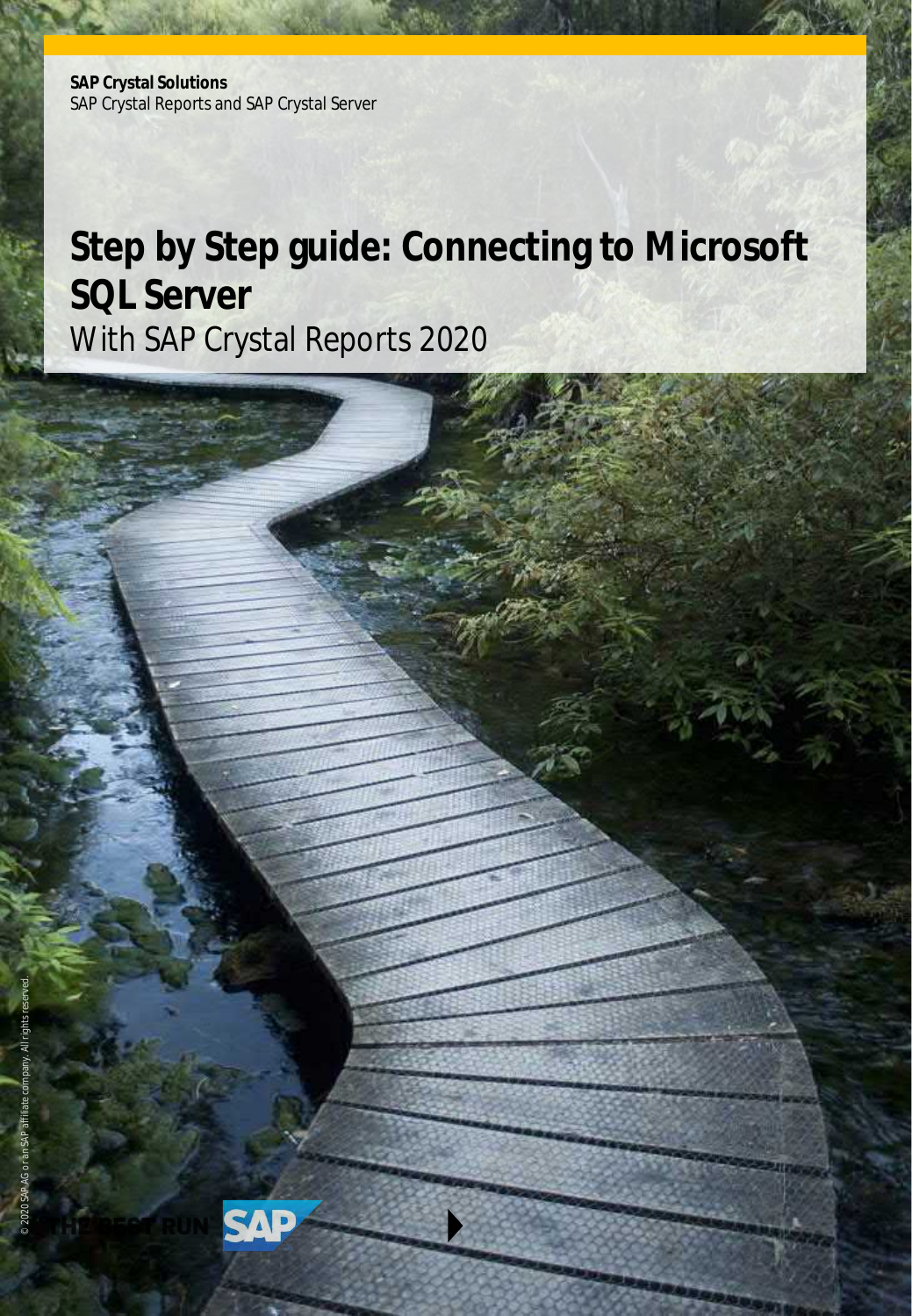**SAP Crystal Solutions**
SAP Crystal Reports and SAP Crystal Server

# Step by Step guide: Connecting to Microsoft SQL Server

With SAP Crystal Reports 2020

© 2020 SAP AG or an SAP affiliate company. All rights reserved.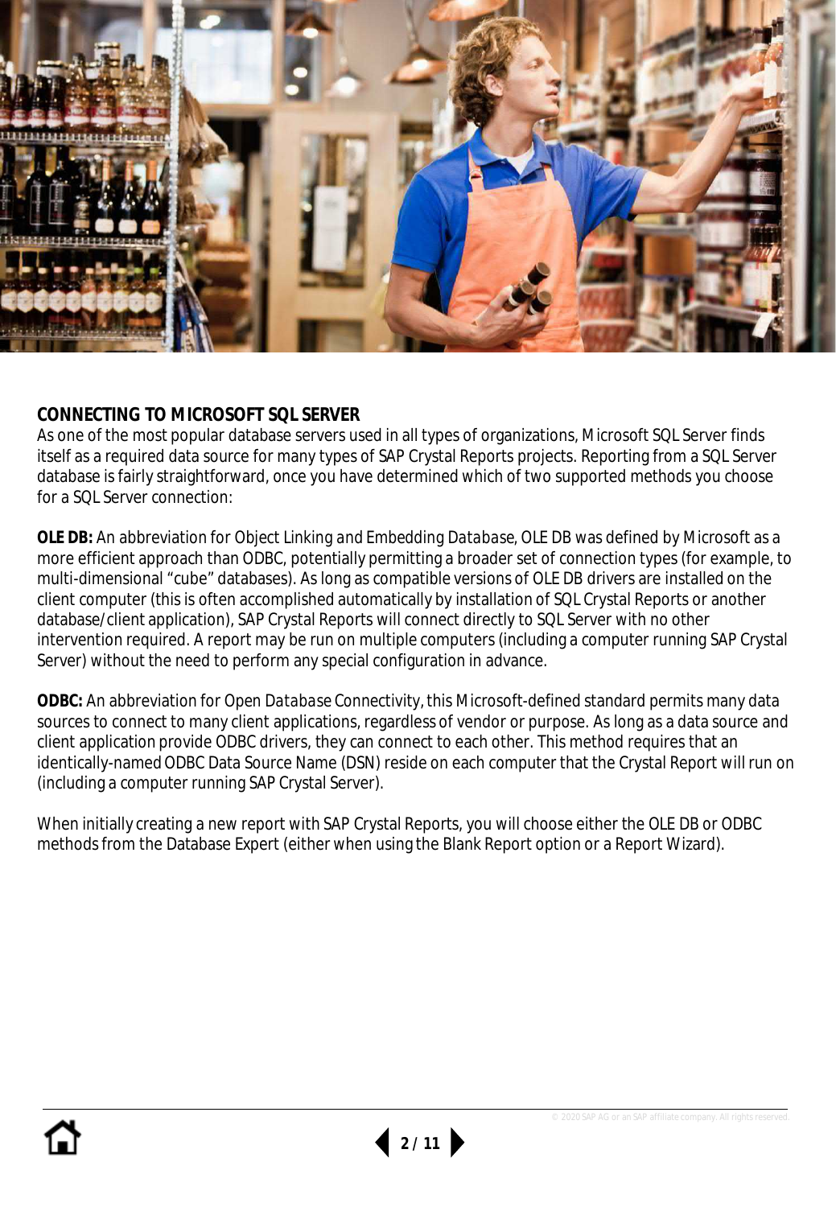## CONNECTING TO MICROSOFT SQL SERVER

As one of the most popular database servers used in all types of organizations, Microsoft SQL Server finds itself as a required data source for many types of SAP Crystal Reports projects. Reporting from a SQL Server database is fairly straightforward, once you have determined which of two supported methods you choose for a SQL Server connection:

**OLE DB:** An abbreviation for Object Linking and Embedding *Database*, OLE DB was defined by Microsoft as a more efficient approach than ODBC, potentially permitting a broader set of connection types (for example, to multi-dimensional "cube" databases). As long as compatible versions of OLE DB drivers are installed on the client computer (this is often accomplished automatically by installation of SQL Crystal Reports or another database/client application), SAP Crystal Reports will connect directly to SQL Server with no other intervention required. A report may be run on multiple computers (including a computer running SAP Crystal Server) without the need to perform any special configuration in advance.

**ODBC:** An abbreviation for Open *Database* Connectivity, this Microsoft-defined standard permits many data sources to connect to many client applications, regardless of vendor or purpose. As long as a data source and client application provide ODBC drivers, they can connect to each other. This method requires that an identically-named ODBC Data Source Name (DSN) reside on each computer that the Crystal Report will run on (including a computer running SAP Crystal Server).

When initially creating a new report with SAP Crystal Reports, you will choose either the OLE DB or ODBC methods from the Database Expert (either when using the Blank Report option or a Report Wizard).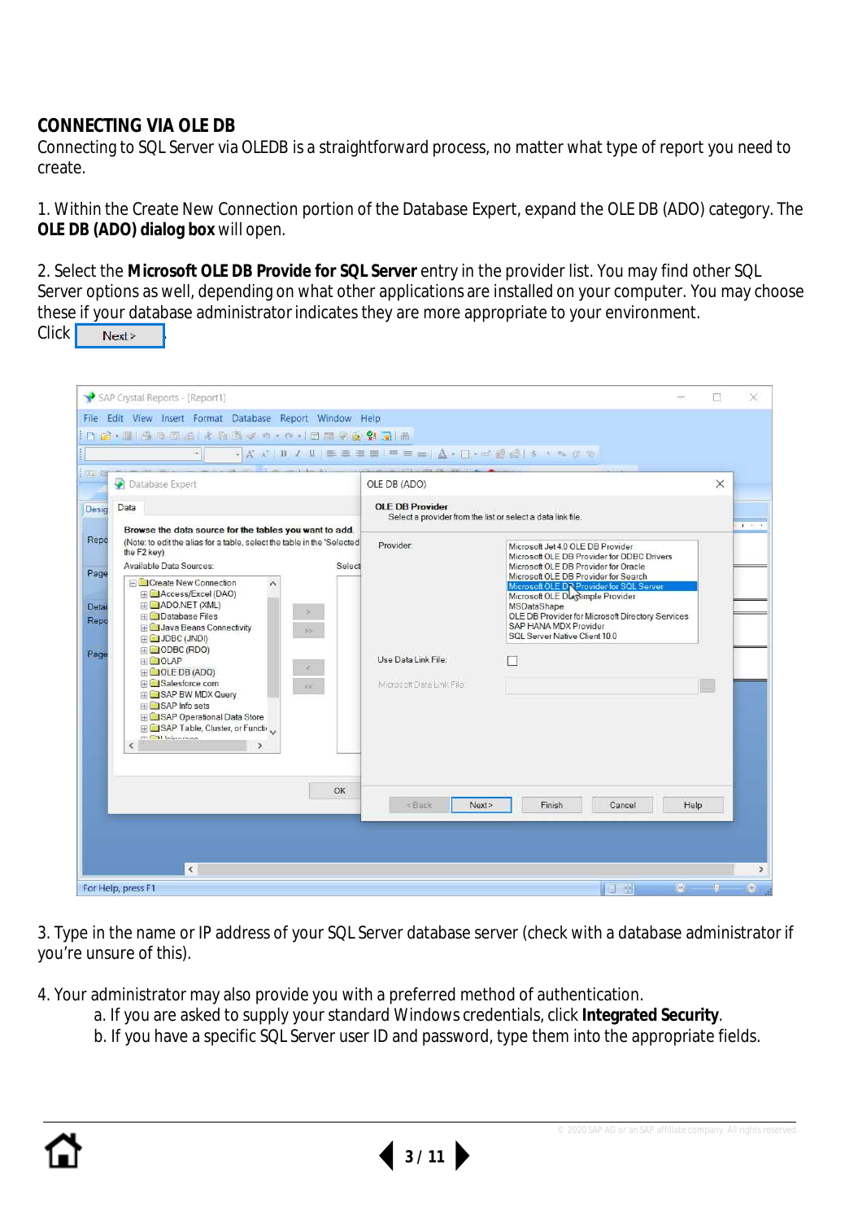## CONNECTING VIA OLE DB

Connecting to SQL Server via OLEDB is a straightforward process, no matter what type of report you need to create.

1. Within the Create New Connection portion of the Database Expert, expand the OLE DB (ADO) category. The **OLE DB (ADO) dialog box** will open.

2. Select the **Microsoft OLE DB Provide for SQL Server** entry in the provider list. You may find other SQL Server options as well, depending on what other applications are installed on your computer. You may choose these if your database administrator indicates they are more appropriate to your environment.
Click Next >.

3. Type in the name or IP address of your SQL Server database server (check with a database administrator if you're unsure of this).

4. Your administrator may also provide you with a preferred method of authentication.
   a. If you are asked to supply your standard Windows credentials, click **Integrated Security**.
   b. If you have a specific SQL Server user ID and password, type them into the appropriate fields.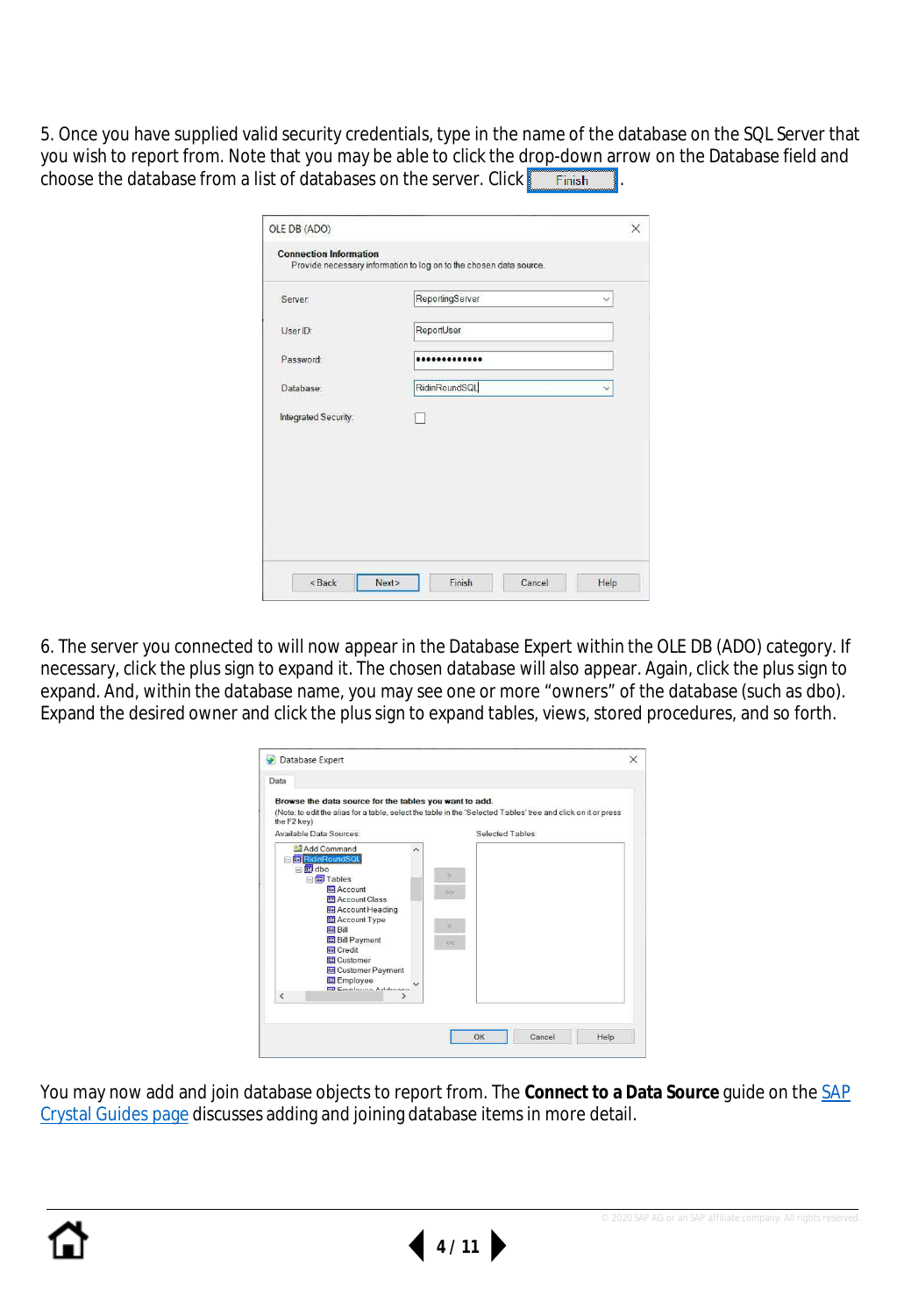5. Once you have supplied valid security credentials, type in the name of the database on the SQL Server that you wish to report from. Note that you may be able to click the drop-down arrow on the Database field and choose the database from a list of databases on the server. Click Finish.

6. The server you connected to will now appear in the Database Expert within the OLE DB (ADO) category. If necessary, click the plus sign to expand it. The chosen database will also appear. Again, click the plus sign to expand. And, within the database name, you may see one or more "owners" of the database (such as dbo). Expand the desired owner and click the plus sign to expand tables, views, stored procedures, and so forth.

You may now add and join database objects to report from. The **Connect to a Data Source** guide on the [SAP Crystal Guides page]() discusses adding and joining database items in more detail.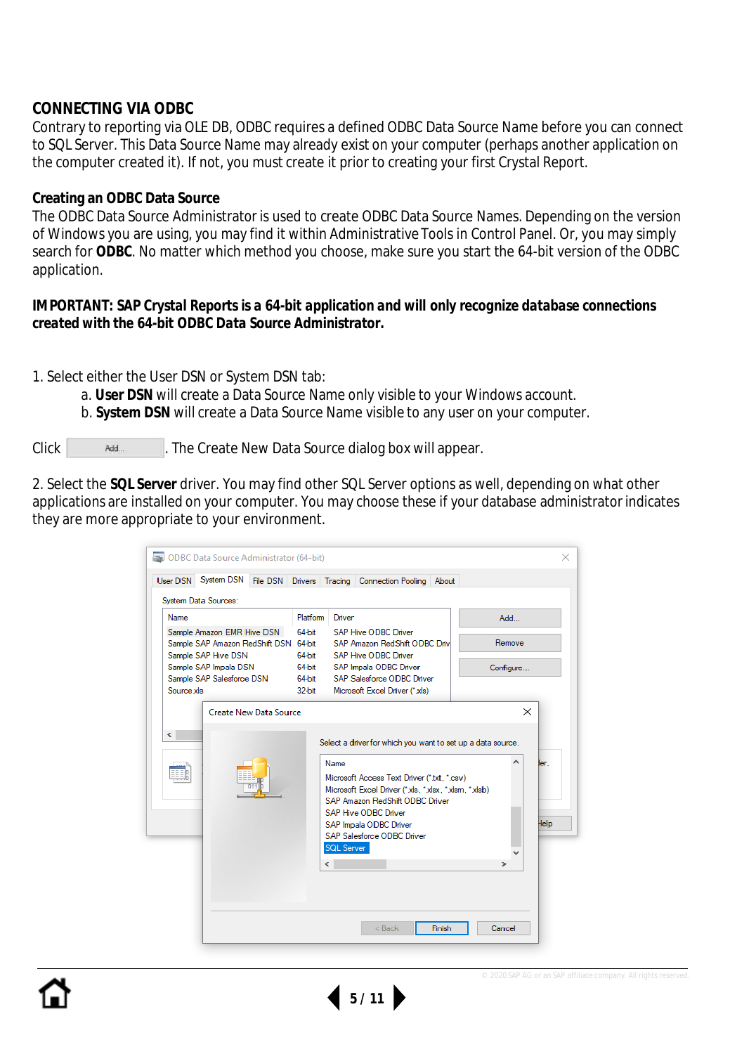## CONNECTING VIA ODBC

Contrary to reporting via OLE DB, ODBC requires a defined ODBC Data Source Name before you can connect to SQL Server. This Data Source Name may already exist on your computer (perhaps another application on the computer created it). If not, you must create it prior to creating your first Crystal Report.

### Creating an ODBC Data Source

The ODBC Data Source Administrator is used to create ODBC Data Source Names. Depending on the version of Windows you are using, you may find it within Administrative Tools in Control Panel. Or, you may simply search for **ODBC**. No matter which method you choose, make sure you start the 64-bit version of the ODBC application.

**IMPORTANT: SAP Crystal Reports is a 64-bit application and will only recognize database connections created with the 64-bit ODBC Data Source Administrator.**

1. Select either the User DSN or System DSN tab:
   a. **User DSN** will create a Data Source Name only visible to your Windows account.
   b. **System DSN** will create a Data Source Name visible to any user on your computer.

Click [Add...]. The Create New Data Source dialog box will appear.

2. Select the **SQL Server** driver. You may find other SQL Server options as well, depending on what other applications are installed on your computer. You may choose these if your database administrator indicates they are more appropriate to your environment.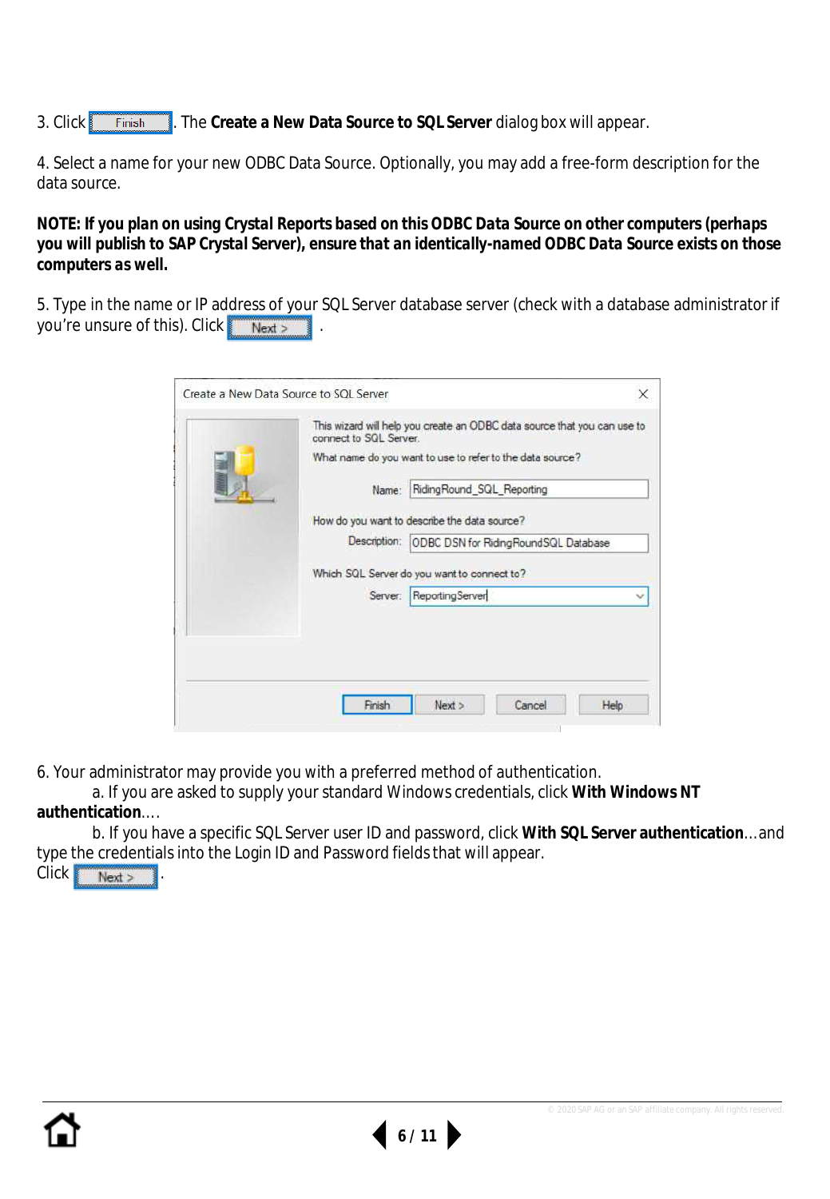3. Click Finish. The **Create a New Data Source to SQL Server** dialog box will appear.

4. Select a name for your new ODBC Data Source. Optionally, you may add a free-form description for the data source.

**NOTE: If you plan on using Crystal Reports based on this ODBC Data Source on other computers (perhaps you will publish to SAP Crystal Server), ensure that an identically-named ODBC Data Source exists on those computers as well.**

5. Type in the name or IP address of your SQL Server database server (check with a database administrator if you're unsure of this). Click Next > .

6. Your administrator may provide you with a preferred method of authentication.

a. If you are asked to supply your standard Windows credentials, click **With Windows NT authentication**….

b. If you have a specific SQL Server user ID and password, click **With SQL Server authentication**…and type the credentials into the Login ID and Password fields that will appear.

Click Next > .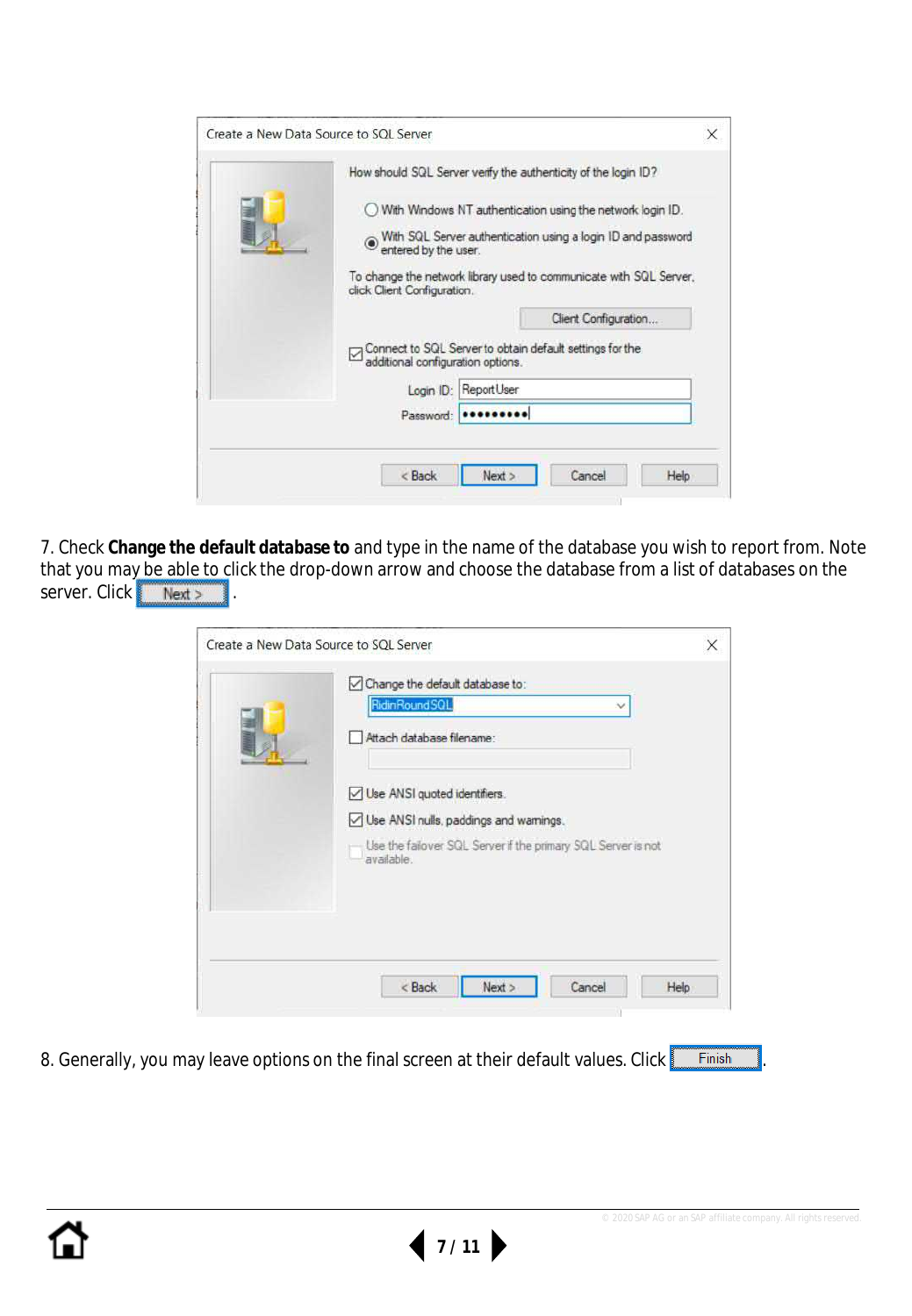7. Check **Change the default database to** and type in the name of the database you wish to report from. Note that you may be able to click the drop-down arrow and choose the database from a list of databases on the server. Click Next > .

8. Generally, you may leave options on the final screen at their default values. Click Finish .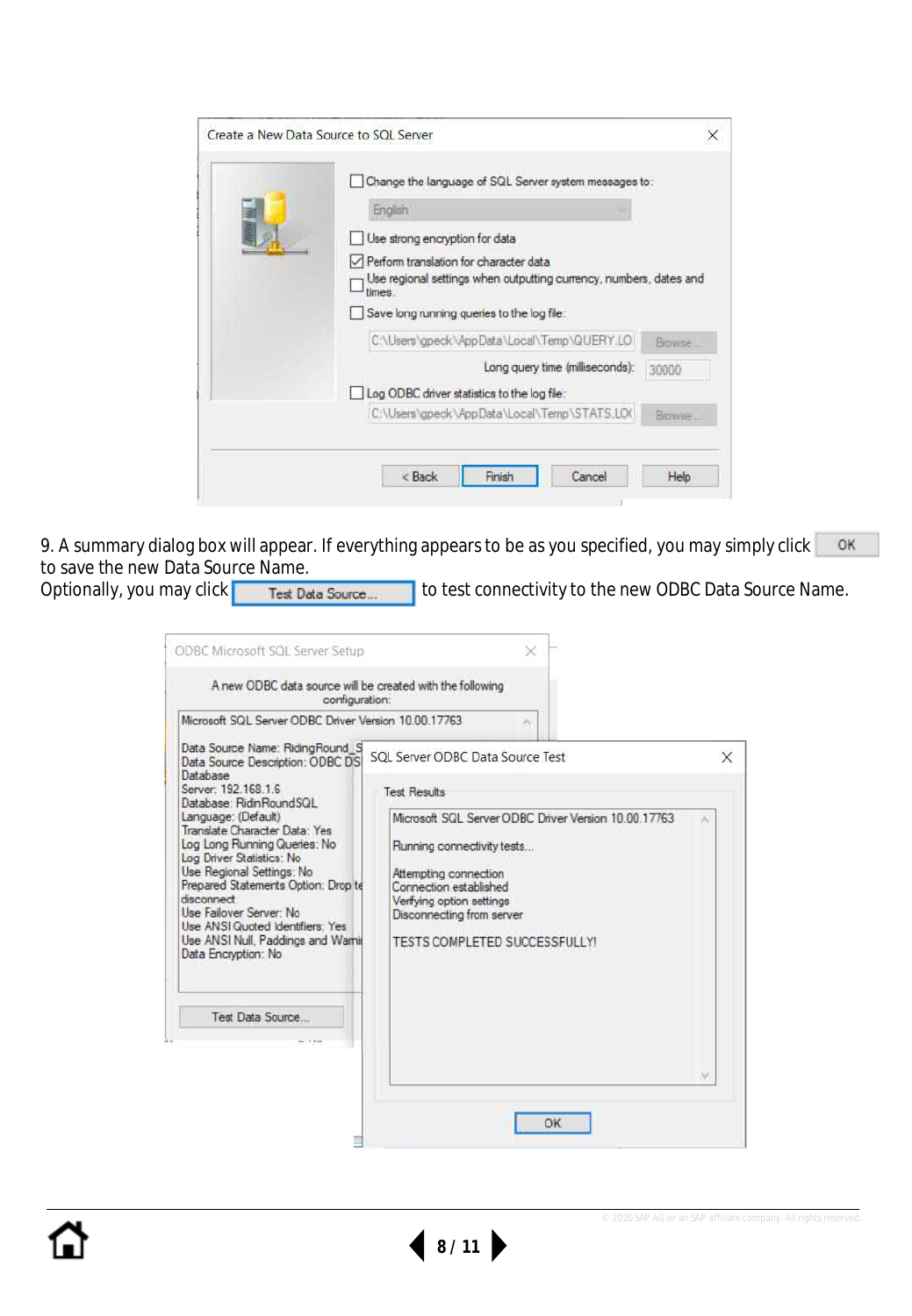9. A summary dialog box will appear. If everything appears to be as you specified, you may simply click OK to save the new Data Source Name.
Optionally, you may click Test Data Source... to test connectivity to the new ODBC Data Source Name.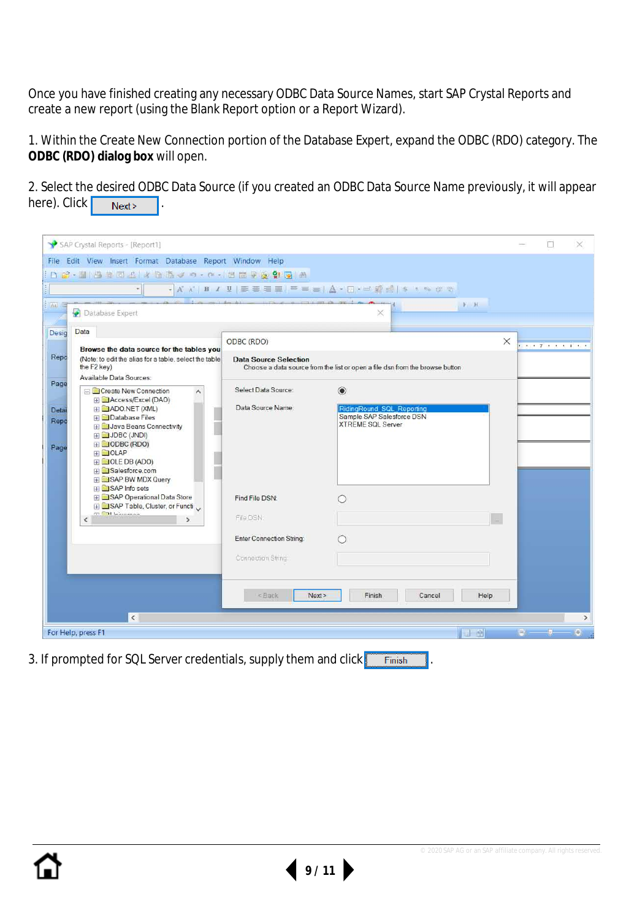Once you have finished creating any necessary ODBC Data Source Names, start SAP Crystal Reports and create a new report (using the Blank Report option or a Report Wizard).

1. Within the Create New Connection portion of the Database Expert, expand the ODBC (RDO) category. The **ODBC (RDO) dialog box** will open.

2. Select the desired ODBC Data Source (if you created an ODBC Data Source Name previously, it will appear here). Click Next > .

3. If prompted for SQL Server credentials, supply them and click Finish .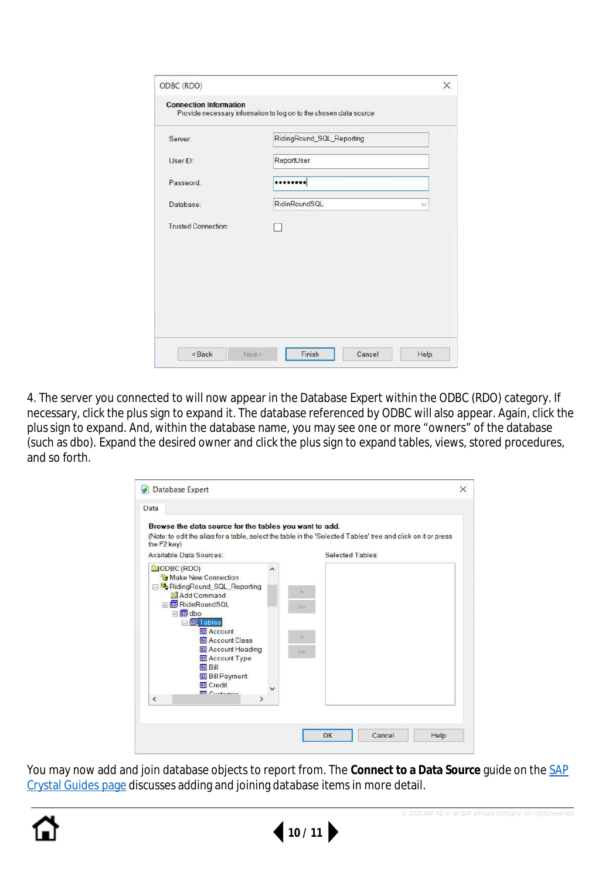4. The server you connected to will now appear in the Database Expert within the ODBC (RDO) category. If necessary, click the plus sign to expand it. The database referenced by ODBC will also appear. Again, click the plus sign to expand. And, within the database name, you may see one or more "owners" of the database (such as dbo). Expand the desired owner and click the plus sign to expand tables, views, stored procedures, and so forth.

You may now add and join database objects to report from. The **Connect to a Data Source** guide on the SAP Crystal Guides page discusses adding and joining database items in more detail.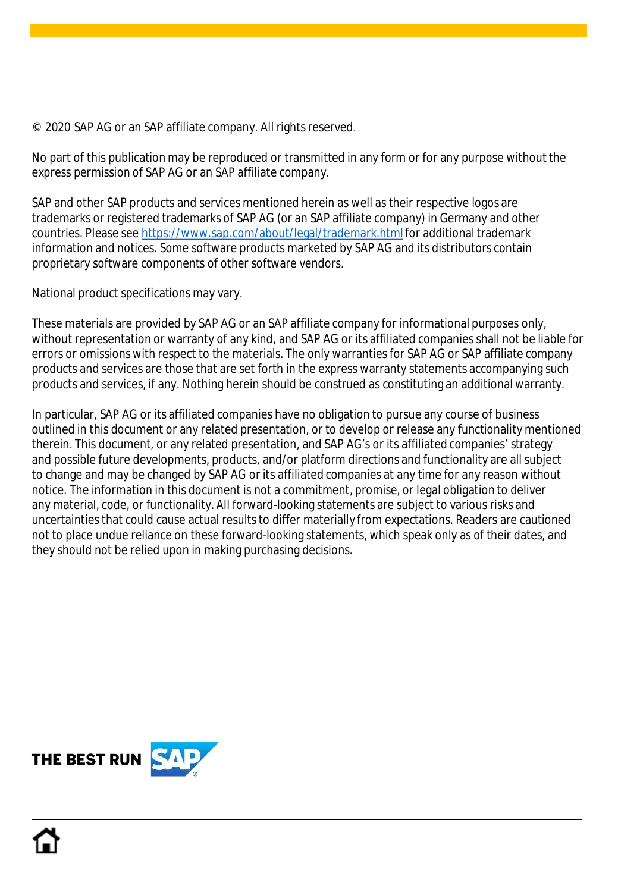© 2020 SAP AG or an SAP affiliate company. All rights reserved.

No part of this publication may be reproduced or transmitted in any form or for any purpose without the express permission of SAP AG or an SAP affiliate company.

SAP and other SAP products and services mentioned herein as well as their respective logos are trademarks or registered trademarks of SAP AG (or an SAP affiliate company) in Germany and other countries. Please see https://www.sap.com/about/legal/trademark.html for additional trademark information and notices. Some software products marketed by SAP AG and its distributors contain proprietary software components of other software vendors.

National product specifications may vary.

These materials are provided by SAP AG or an SAP affiliate company for informational purposes only, without representation or warranty of any kind, and SAP AG or its affiliated companies shall not be liable for errors or omissions with respect to the materials. The only warranties for SAP AG or SAP affiliate company products and services are those that are set forth in the express warranty statements accompanying such products and services, if any. Nothing herein should be construed as constituting an additional warranty.

In particular, SAP AG or its affiliated companies have no obligation to pursue any course of business outlined in this document or any related presentation, or to develop or release any functionality mentioned therein. This document, or any related presentation, and SAP AG's or its affiliated companies' strategy and possible future developments, products, and/or platform directions and functionality are all subject to change and may be changed by SAP AG or its affiliated companies at any time for any reason without notice. The information in this document is not a commitment, promise, or legal obligation to deliver any material, code, or functionality. All forward-looking statements are subject to various risks and uncertainties that could cause actual results to differ materially from expectations. Readers are cautioned not to place undue reliance on these forward-looking statements, which speak only as of their dates, and they should not be relied upon in making purchasing decisions.

THE BEST RUN SAP